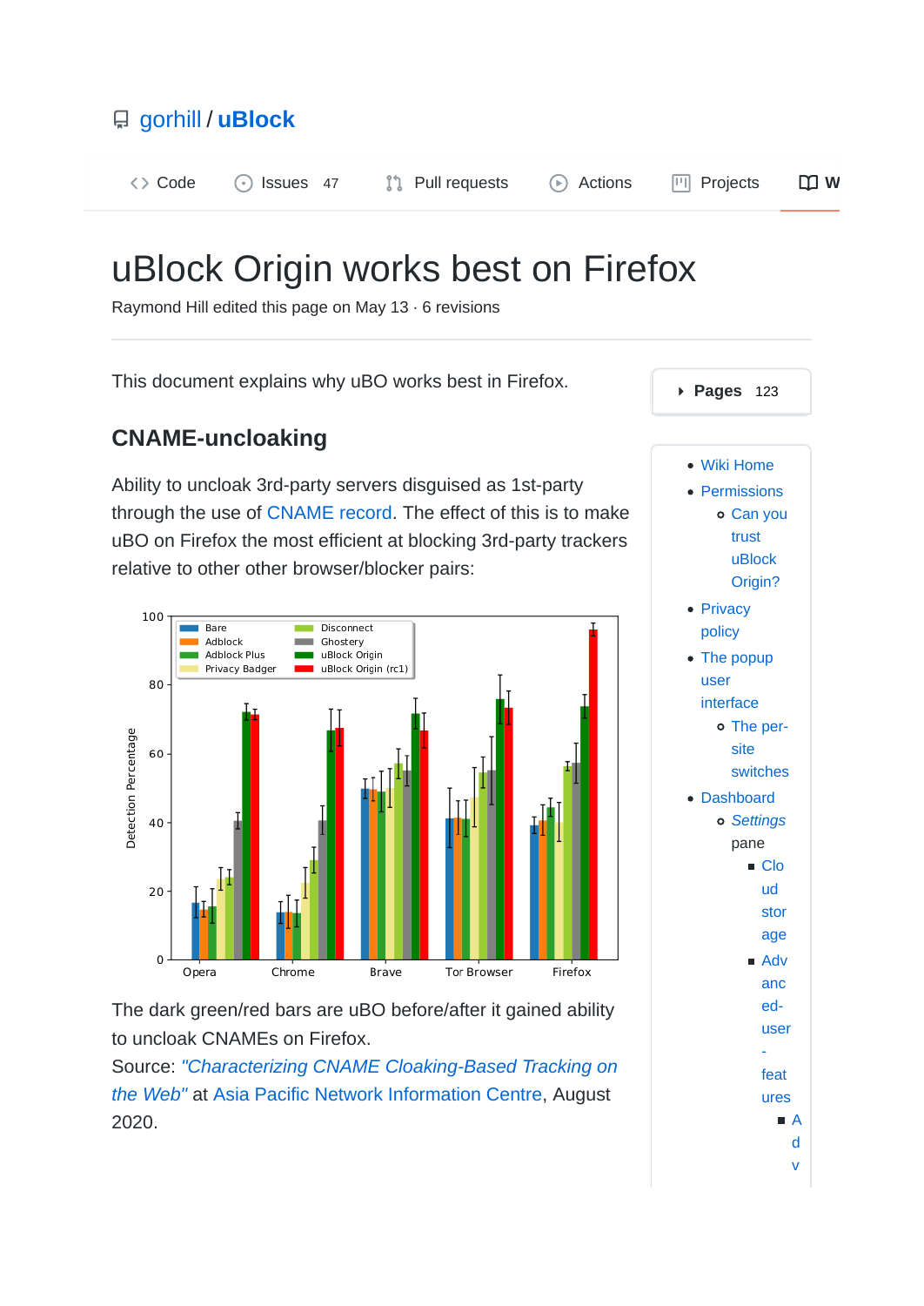gorhill / **uBlock**

Code · Issues 47 · Pull requests · Actions · Projects · W

# uBlock Origin works best on Firefox

Raymond Hill edited this page on May 13 · 6 revisions

This document explains why uBO works best in Firefox.

## CNAME-uncloaking

Ability to uncloak 3rd-party servers disguised as 1st-party through the use of CNAME record. The effect of this is to make uBO on Firefox the most efficient at blocking 3rd-party trackers relative to other other browser/blocker pairs:

The dark green/red bars are uBO before/after it gained ability to uncloak CNAMEs on Firefox.

Source: *"Characterizing CNAME Cloaking-Based Tracking on the Web"* at Asia Pacific Network Information Centre, August 2020.

**Pages** 123

- Wiki Home
- Permissions
  - Can you trust uBlock Origin?
- Privacy policy
- The popup user interface
  - The per-site switches
- Dashboard
  - *Settings* pane
    - Cloud storage
    - Advanced-user-features
      - Adv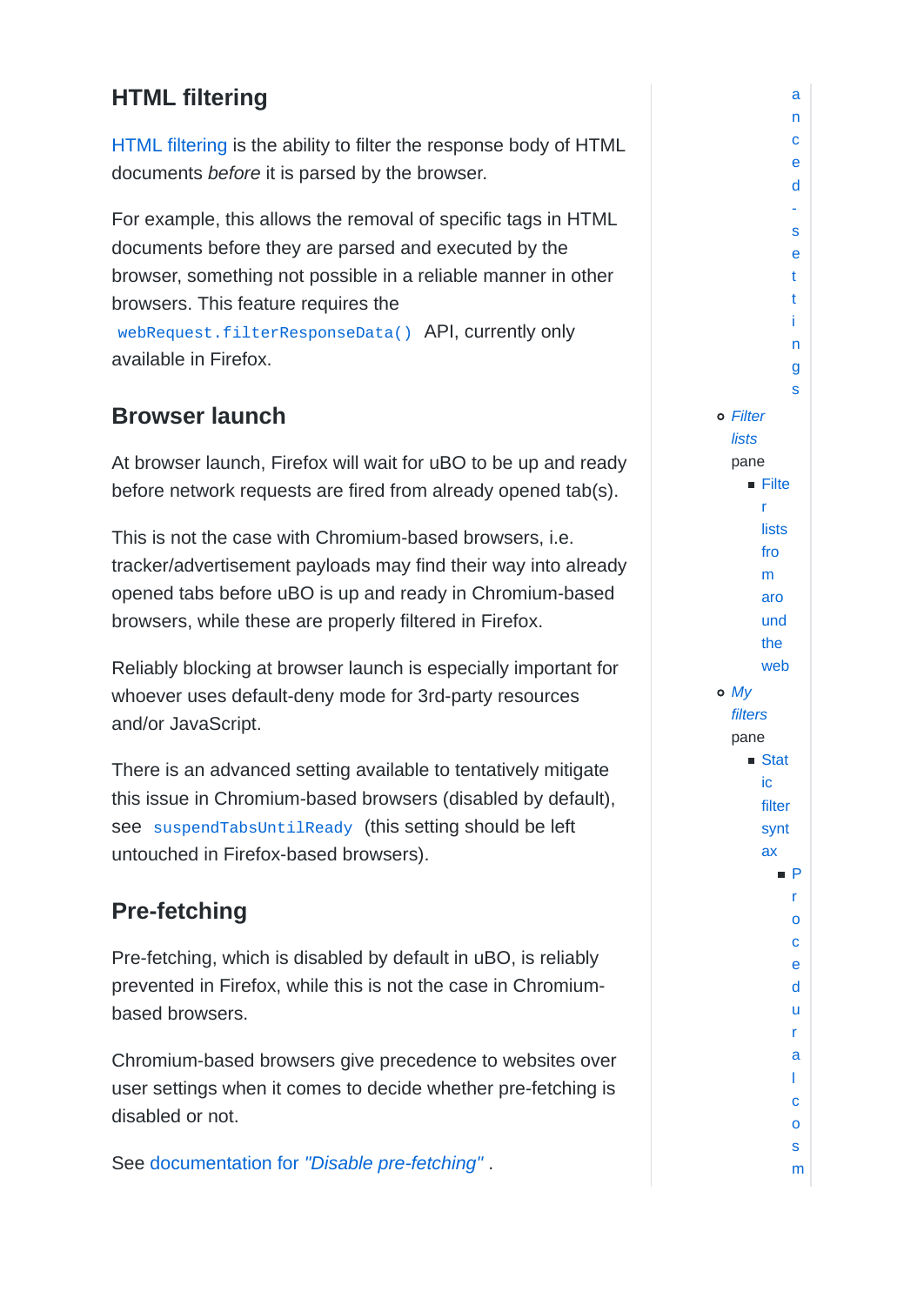## HTML filtering

[HTML filtering] is the ability to filter the response body of HTML documents *before* it is parsed by the browser.

For example, this allows the removal of specific tags in HTML documents before they are parsed and executed by the browser, something not possible in a reliable manner in other browsers. This feature requires the `webRequest.filterResponseData()` API, currently only available in Firefox.

## Browser launch

At browser launch, Firefox will wait for uBO to be up and ready before network requests are fired from already opened tab(s).

This is not the case with Chromium-based browsers, i.e. tracker/advertisement payloads may find their way into already opened tabs before uBO is up and ready in Chromium-based browsers, while these are properly filtered in Firefox.

Reliably blocking at browser launch is especially important for whoever uses default-deny mode for 3rd-party resources and/or JavaScript.

There is an advanced setting available to tentatively mitigate this issue in Chromium-based browsers (disabled by default), see `suspendTabsUntilReady` (this setting should be left untouched in Firefox-based browsers).

## Pre-fetching

Pre-fetching, which is disabled by default in uBO, is reliably prevented in Firefox, while this is not the case in Chromium-based browsers.

Chromium-based browsers give precedence to websites over user settings when it comes to decide whether pre-fetching is disabled or not.

See documentation for *"Disable pre-fetching"* .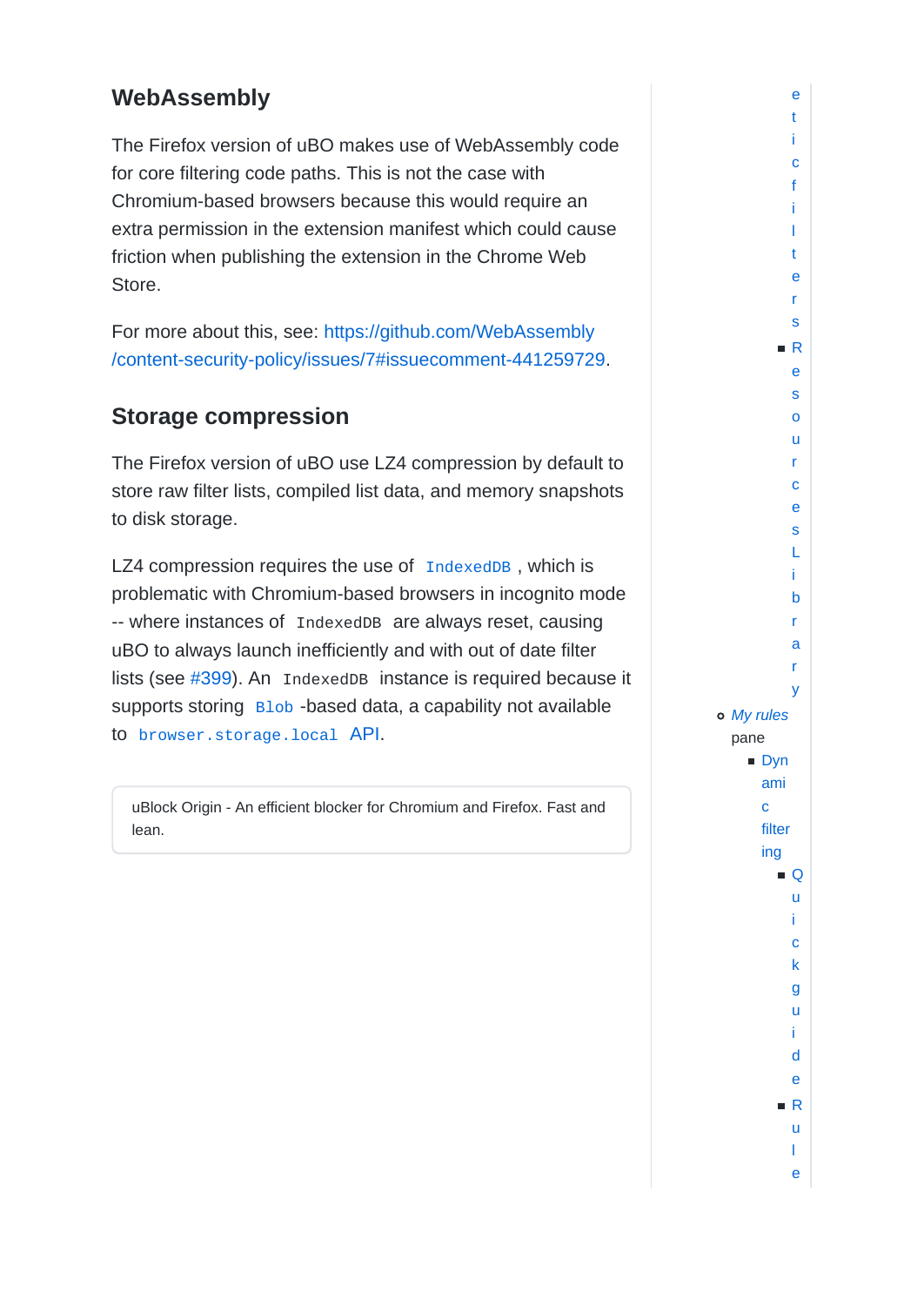## WebAssembly

The Firefox version of uBO makes use of WebAssembly code for core filtering code paths. This is not the case with Chromium-based browsers because this would require an extra permission in the extension manifest which could cause friction when publishing the extension in the Chrome Web Store.

For more about this, see: https://github.com/WebAssembly/content-security-policy/issues/7#issuecomment-441259729.

## Storage compression

The Firefox version of uBO use LZ4 compression by default to store raw filter lists, compiled list data, and memory snapshots to disk storage.

LZ4 compression requires the use of `IndexedDB`, which is problematic with Chromium-based browsers in incognito mode -- where instances of `IndexedDB` are always reset, causing uBO to always launch inefficiently and with out of date filter lists (see #399). An `IndexedDB` instance is required because it supports storing `Blob`-based data, a capability not available to `browser.storage.local` API.

uBlock Origin - An efficient blocker for Chromium and Firefox. Fast and lean.

eticfilters
- Resources Library

- *My rules* pane
  - Dynamic filtering
    - Quick guide
    - Rule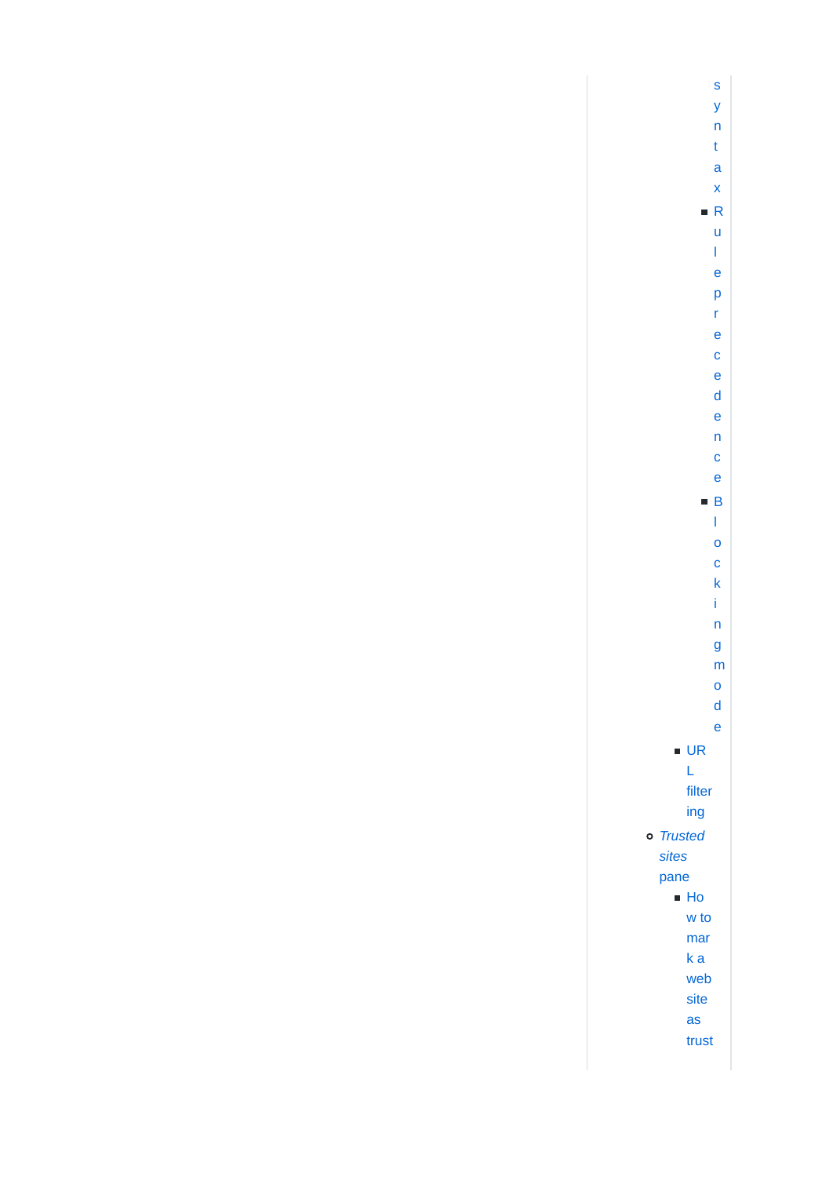syntax

- Rule precedence
- Blocking mode

- URL filtering

- *Trusted sites* pane
  - How to mark a website as trust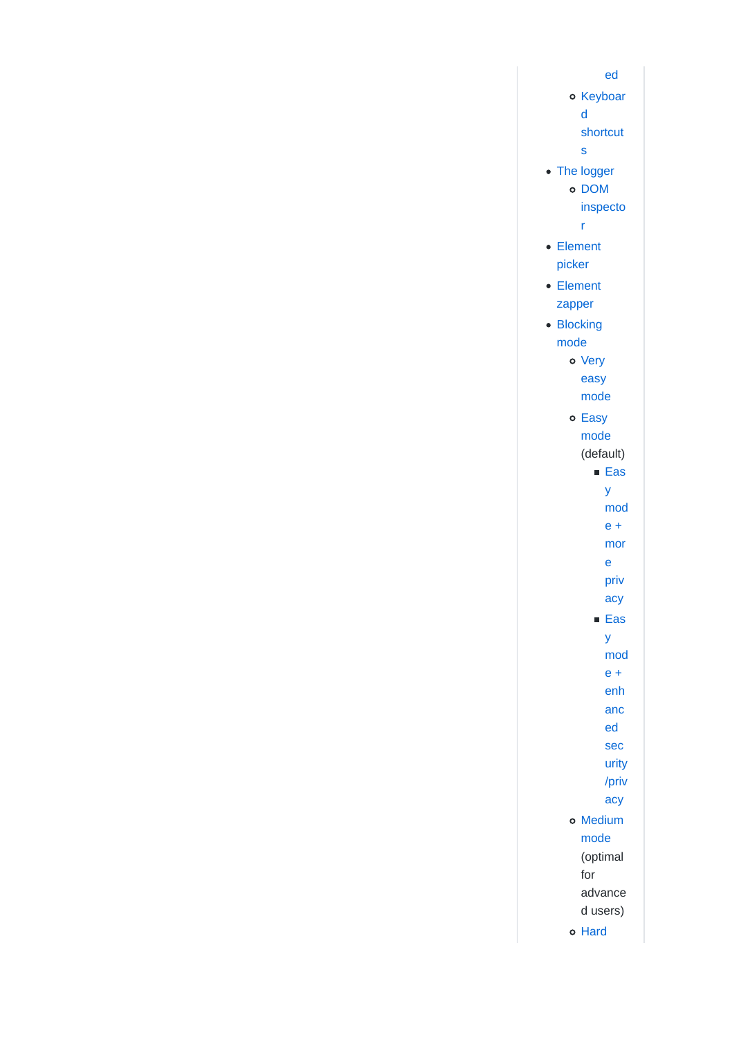ed

  - Keyboard shortcuts
- The logger
  - DOM inspector
- Element picker
- Element zapper
- Blocking mode
  - Very easy mode
  - Easy mode (default)
    - Easy mode + more privacy
    - Easy mode + enhanced security/privacy
  - Medium mode (optimal for advanced users)
  - Hard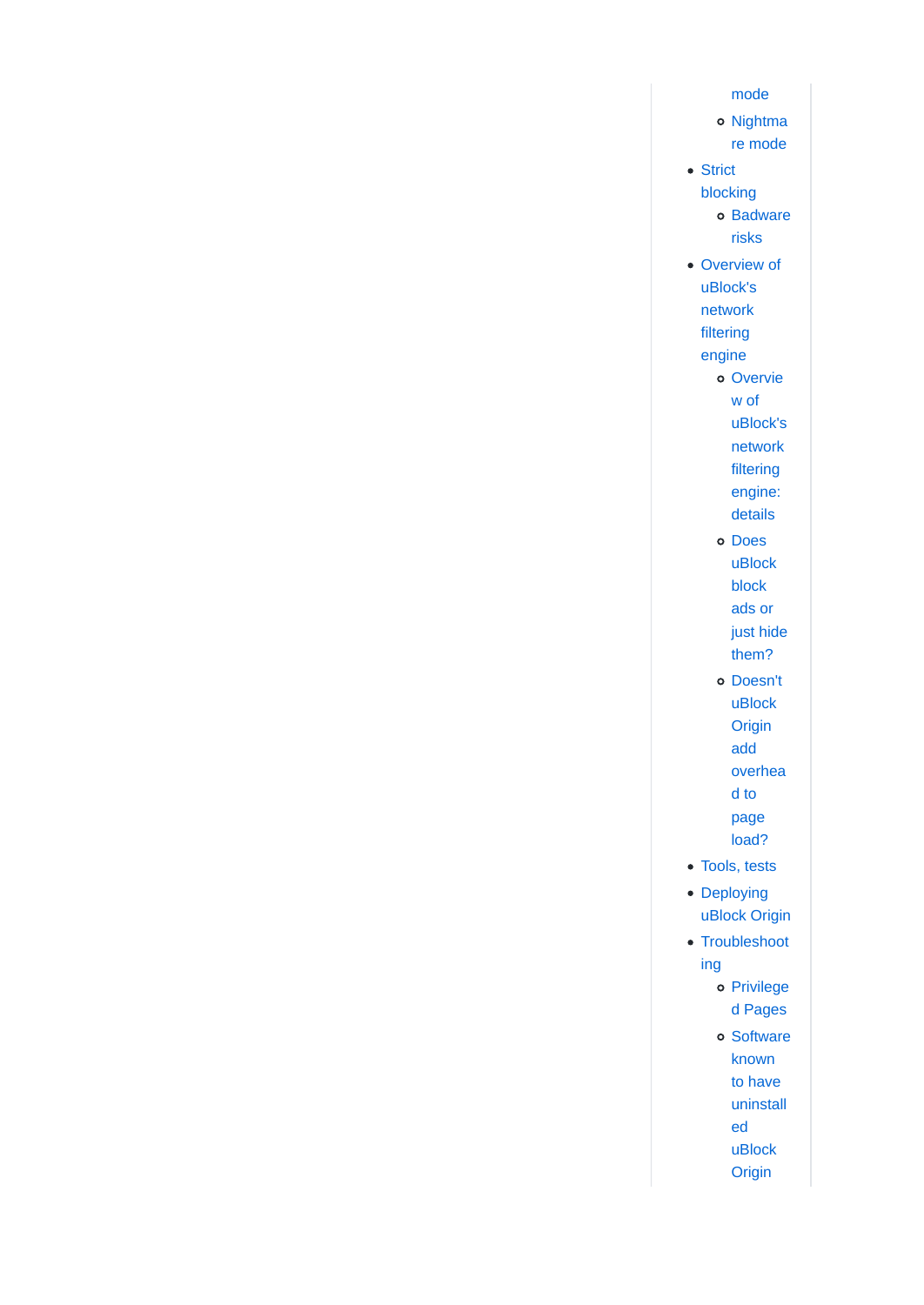- mode
    - Nightmare mode
- Strict blocking
    - Badware risks
- Overview of uBlock's network filtering engine
    - Overview of uBlock's network filtering engine: details
    - Does uBlock block ads or just hide them?
    - Doesn't uBlock Origin add overhead to page load?
- Tools, tests
- Deploying uBlock Origin
- Troubleshooting
    - Privileged Pages
    - Software known to have uninstalled uBlock Origin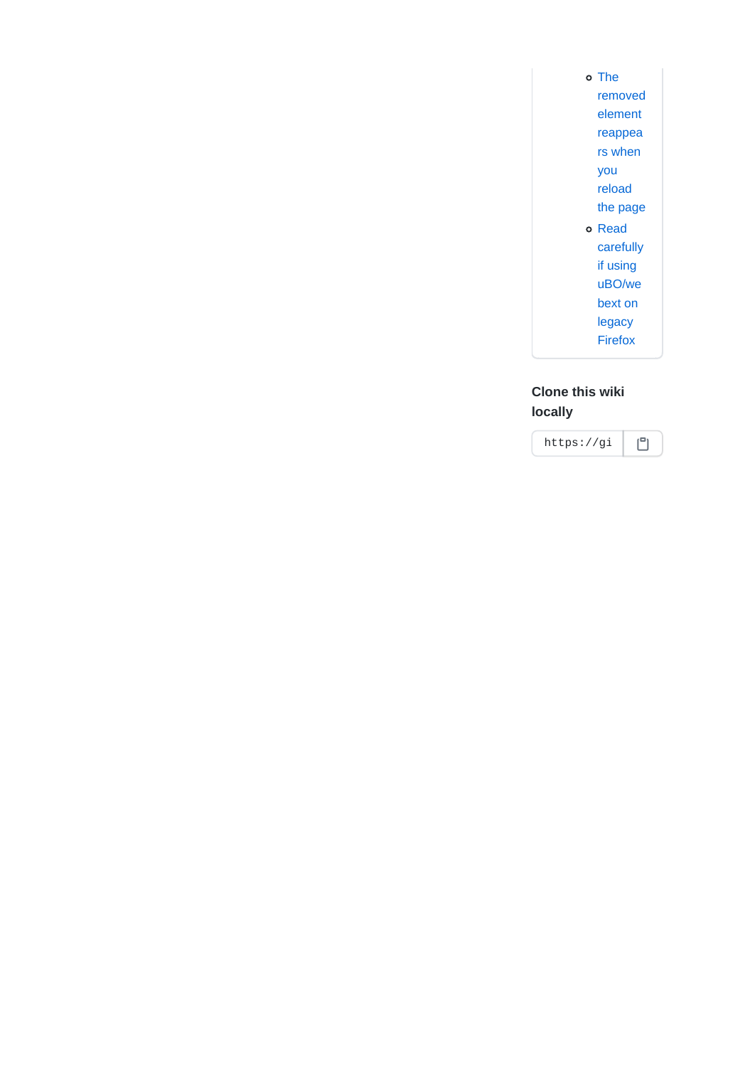- The removed element reappears when you reload the page
- Read carefully if using uBO/webext on legacy Firefox

### Clone this wiki locally

```
https://gi
```